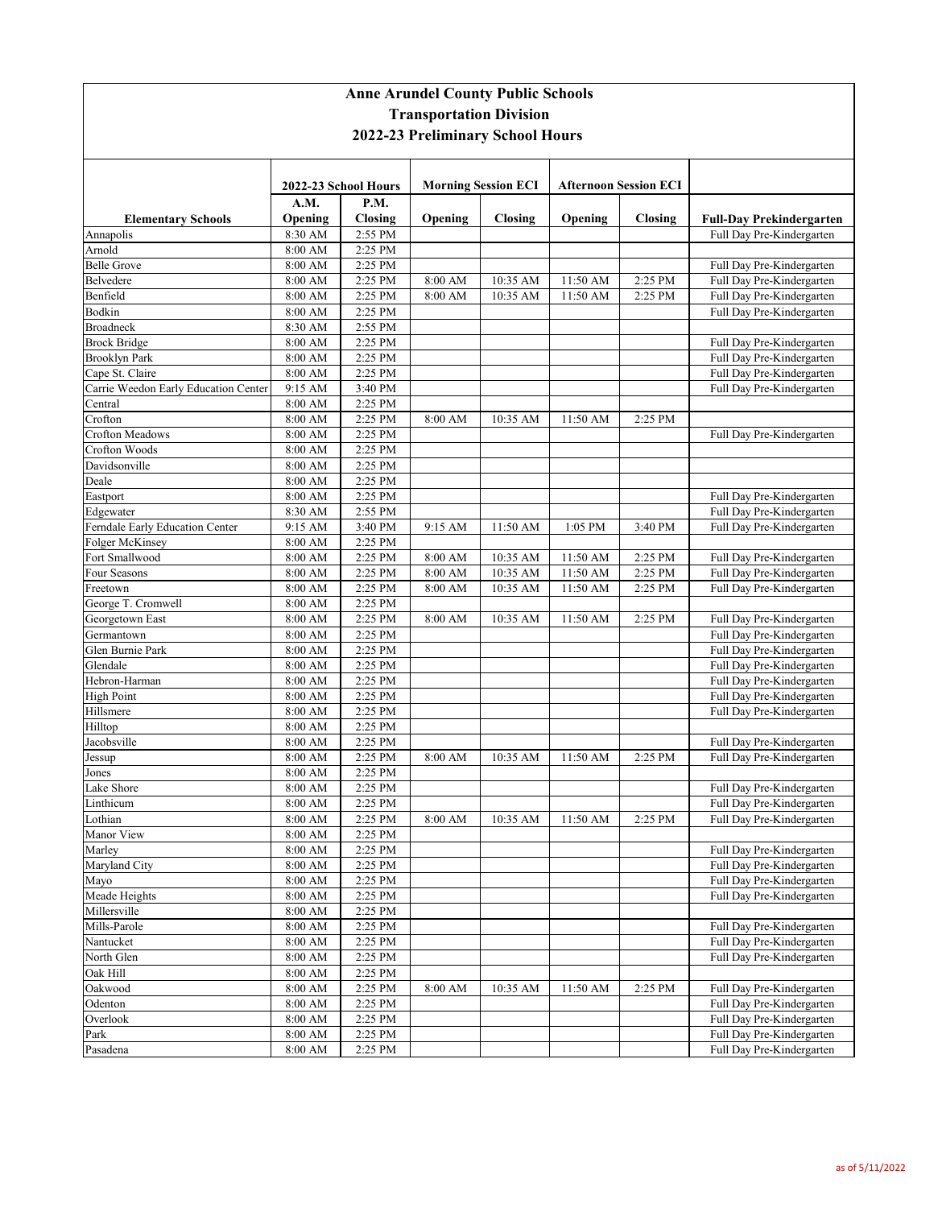# Anne Arundel County Public Schools
## Transportation Division
## 2022-23 Preliminary School Hours

| | 2022-23 School Hours | | Morning Session ECI | | Afternoon Session ECI | | |
|---|---|---|---|---|---|---|---|
| **Elementary Schools** | **A.M. Opening** | **P.M. Closing** | **Opening** | **Closing** | **Opening** | **Closing** | **Full-Day Prekindergarten** |
| Annapolis | 8:30 AM | 2:55 PM | | | | | Full Day Pre-Kindergarten |
| Arnold | 8:00 AM | 2:25 PM | | | | | |
| Belle Grove | 8:00 AM | 2:25 PM | | | | | Full Day Pre-Kindergarten |
| Belvedere | 8:00 AM | 2:25 PM | 8:00 AM | 10:35 AM | 11:50 AM | 2:25 PM | Full Day Pre-Kindergarten |
| Benfield | 8:00 AM | 2:25 PM | 8:00 AM | 10:35 AM | 11:50 AM | 2:25 PM | Full Day Pre-Kindergarten |
| Bodkin | 8:00 AM | 2:25 PM | | | | | Full Day Pre-Kindergarten |
| Broadneck | 8:30 AM | 2:55 PM | | | | | |
| Brock Bridge | 8:00 AM | 2:25 PM | | | | | Full Day Pre-Kindergarten |
| Brooklyn Park | 8:00 AM | 2:25 PM | | | | | Full Day Pre-Kindergarten |
| Cape St. Claire | 8:00 AM | 2:25 PM | | | | | Full Day Pre-Kindergarten |
| Carrie Weedon Early Education Center | 9:15 AM | 3:40 PM | | | | | Full Day Pre-Kindergarten |
| Central | 8:00 AM | 2:25 PM | | | | | |
| Crofton | 8:00 AM | 2:25 PM | 8:00 AM | 10:35 AM | 11:50 AM | 2:25 PM | |
| Crofton Meadows | 8:00 AM | 2:25 PM | | | | | Full Day Pre-Kindergarten |
| Crofton Woods | 8:00 AM | 2:25 PM | | | | | |
| Davidsonville | 8:00 AM | 2:25 PM | | | | | |
| Deale | 8:00 AM | 2:25 PM | | | | | |
| Eastport | 8:00 AM | 2:25 PM | | | | | Full Day Pre-Kindergarten |
| Edgewater | 8:30 AM | 2:55 PM | | | | | Full Day Pre-Kindergarten |
| Ferndale Early Education Center | 9:15 AM | 3:40 PM | 9:15 AM | 11:50 AM | 1:05 PM | 3:40 PM | Full Day Pre-Kindergarten |
| Folger McKinsey | 8:00 AM | 2:25 PM | | | | | |
| Fort Smallwood | 8:00 AM | 2:25 PM | 8:00 AM | 10:35 AM | 11:50 AM | 2:25 PM | Full Day Pre-Kindergarten |
| Four Seasons | 8:00 AM | 2:25 PM | 8:00 AM | 10:35 AM | 11:50 AM | 2:25 PM | Full Day Pre-Kindergarten |
| Freetown | 8:00 AM | 2:25 PM | 8:00 AM | 10:35 AM | 11:50 AM | 2:25 PM | Full Day Pre-Kindergarten |
| George T. Cromwell | 8:00 AM | 2:25 PM | | | | | |
| Georgetown East | 8:00 AM | 2:25 PM | 8:00 AM | 10:35 AM | 11:50 AM | 2:25 PM | Full Day Pre-Kindergarten |
| Germantown | 8:00 AM | 2:25 PM | | | | | Full Day Pre-Kindergarten |
| Glen Burnie Park | 8:00 AM | 2:25 PM | | | | | Full Day Pre-Kindergarten |
| Glendale | 8:00 AM | 2:25 PM | | | | | Full Day Pre-Kindergarten |
| Hebron-Harman | 8:00 AM | 2:25 PM | | | | | Full Day Pre-Kindergarten |
| High Point | 8:00 AM | 2:25 PM | | | | | Full Day Pre-Kindergarten |
| Hillsmere | 8:00 AM | 2:25 PM | | | | | Full Day Pre-Kindergarten |
| Hilltop | 8:00 AM | 2:25 PM | | | | | |
| Jacobsville | 8:00 AM | 2:25 PM | | | | | Full Day Pre-Kindergarten |
| Jessup | 8:00 AM | 2:25 PM | 8:00 AM | 10:35 AM | 11:50 AM | 2:25 PM | Full Day Pre-Kindergarten |
| Jones | 8:00 AM | 2:25 PM | | | | | |
| Lake Shore | 8:00 AM | 2:25 PM | | | | | Full Day Pre-Kindergarten |
| Linthicum | 8:00 AM | 2:25 PM | | | | | Full Day Pre-Kindergarten |
| Lothian | 8:00 AM | 2:25 PM | 8:00 AM | 10:35 AM | 11:50 AM | 2:25 PM | Full Day Pre-Kindergarten |
| Manor View | 8:00 AM | 2:25 PM | | | | | |
| Marley | 8:00 AM | 2:25 PM | | | | | Full Day Pre-Kindergarten |
| Maryland City | 8:00 AM | 2:25 PM | | | | | Full Day Pre-Kindergarten |
| Mayo | 8:00 AM | 2:25 PM | | | | | Full Day Pre-Kindergarten |
| Meade Heights | 8:00 AM | 2:25 PM | | | | | Full Day Pre-Kindergarten |
| Millersville | 8:00 AM | 2:25 PM | | | | | |
| Mills-Parole | 8:00 AM | 2:25 PM | | | | | Full Day Pre-Kindergarten |
| Nantucket | 8:00 AM | 2:25 PM | | | | | Full Day Pre-Kindergarten |
| North Glen | 8:00 AM | 2:25 PM | | | | | Full Day Pre-Kindergarten |
| Oak Hill | 8:00 AM | 2:25 PM | | | | | |
| Oakwood | 8:00 AM | 2:25 PM | 8:00 AM | 10:35 AM | 11:50 AM | 2:25 PM | Full Day Pre-Kindergarten |
| Odenton | 8:00 AM | 2:25 PM | | | | | Full Day Pre-Kindergarten |
| Overlook | 8:00 AM | 2:25 PM | | | | | Full Day Pre-Kindergarten |
| Park | 8:00 AM | 2:25 PM | | | | | Full Day Pre-Kindergarten |
| Pasadena | 8:00 AM | 2:25 PM | | | | | Full Day Pre-Kindergarten |

as of 5/11/2022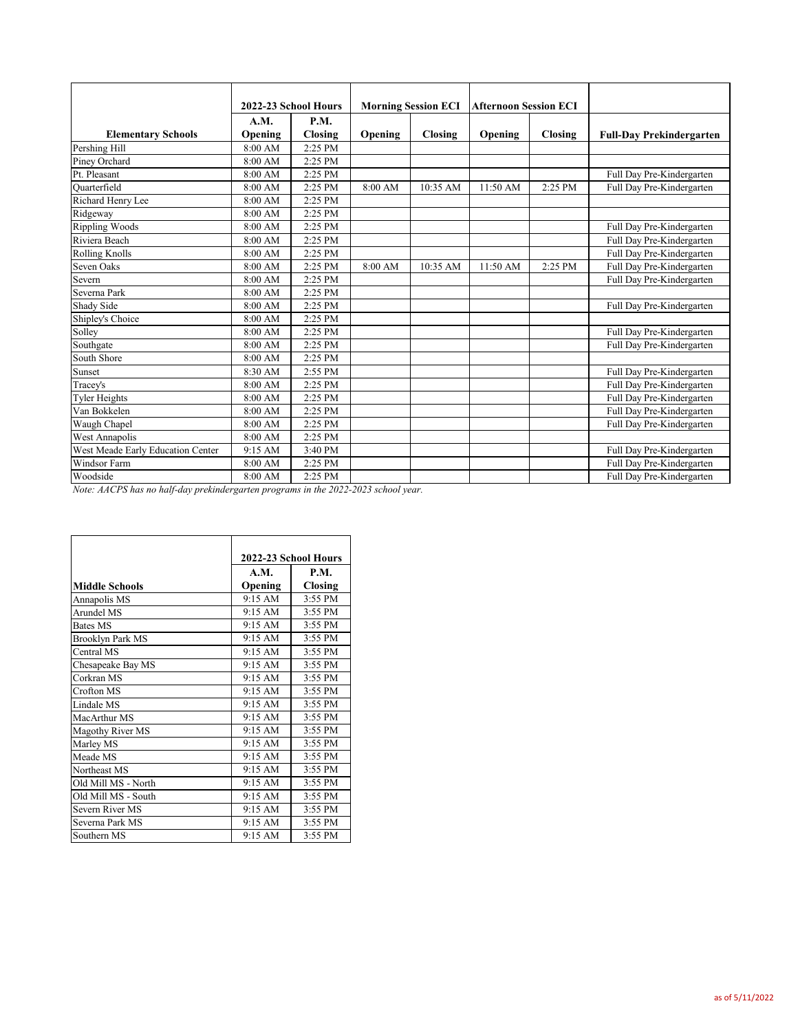| Elementary Schools | 2022-23 School Hours | | Morning Session ECI | | Afternoon Session ECI | | Full-Day Prekindergarten |
|---|---|---|---|---|---|---|---|
| | A.M. Opening | P.M. Closing | Opening | Closing | Opening | Closing | |
| Pershing Hill | 8:00 AM | 2:25 PM | | | | | |
| Piney Orchard | 8:00 AM | 2:25 PM | | | | | |
| Pt. Pleasant | 8:00 AM | 2:25 PM | | | | | Full Day Pre-Kindergarten |
| Quarterfield | 8:00 AM | 2:25 PM | 8:00 AM | 10:35 AM | 11:50 AM | 2:25 PM | Full Day Pre-Kindergarten |
| Richard Henry Lee | 8:00 AM | 2:25 PM | | | | | |
| Ridgeway | 8:00 AM | 2:25 PM | | | | | |
| Rippling Woods | 8:00 AM | 2:25 PM | | | | | Full Day Pre-Kindergarten |
| Riviera Beach | 8:00 AM | 2:25 PM | | | | | Full Day Pre-Kindergarten |
| Rolling Knolls | 8:00 AM | 2:25 PM | | | | | Full Day Pre-Kindergarten |
| Seven Oaks | 8:00 AM | 2:25 PM | 8:00 AM | 10:35 AM | 11:50 AM | 2:25 PM | Full Day Pre-Kindergarten |
| Severn | 8:00 AM | 2:25 PM | | | | | Full Day Pre-Kindergarten |
| Severna Park | 8:00 AM | 2:25 PM | | | | | |
| Shady Side | 8:00 AM | 2:25 PM | | | | | Full Day Pre-Kindergarten |
| Shipley's Choice | 8:00 AM | 2:25 PM | | | | | |
| Solley | 8:00 AM | 2:25 PM | | | | | Full Day Pre-Kindergarten |
| Southgate | 8:00 AM | 2:25 PM | | | | | Full Day Pre-Kindergarten |
| South Shore | 8:00 AM | 2:25 PM | | | | | |
| Sunset | 8:30 AM | 2:55 PM | | | | | Full Day Pre-Kindergarten |
| Tracey's | 8:00 AM | 2:25 PM | | | | | Full Day Pre-Kindergarten |
| Tyler Heights | 8:00 AM | 2:25 PM | | | | | Full Day Pre-Kindergarten |
| Van Bokkelen | 8:00 AM | 2:25 PM | | | | | Full Day Pre-Kindergarten |
| Waugh Chapel | 8:00 AM | 2:25 PM | | | | | Full Day Pre-Kindergarten |
| West Annapolis | 8:00 AM | 2:25 PM | | | | | |
| West Meade Early Education Center | 9:15 AM | 3:40 PM | | | | | Full Day Pre-Kindergarten |
| Windsor Farm | 8:00 AM | 2:25 PM | | | | | Full Day Pre-Kindergarten |
| Woodside | 8:00 AM | 2:25 PM | | | | | Full Day Pre-Kindergarten |

*Note: AACPS has no half-day prekindergarten programs in the 2022-2023 school year.*

| Middle Schools | 2022-23 School Hours | |
|---|---|---|
| | A.M. Opening | P.M. Closing |
| Annapolis MS | 9:15 AM | 3:55 PM |
| Arundel MS | 9:15 AM | 3:55 PM |
| Bates MS | 9:15 AM | 3:55 PM |
| Brooklyn Park MS | 9:15 AM | 3:55 PM |
| Central MS | 9:15 AM | 3:55 PM |
| Chesapeake Bay MS | 9:15 AM | 3:55 PM |
| Corkran MS | 9:15 AM | 3:55 PM |
| Crofton MS | 9:15 AM | 3:55 PM |
| Lindale MS | 9:15 AM | 3:55 PM |
| MacArthur MS | 9:15 AM | 3:55 PM |
| Magothy River MS | 9:15 AM | 3:55 PM |
| Marley MS | 9:15 AM | 3:55 PM |
| Meade MS | 9:15 AM | 3:55 PM |
| Northeast MS | 9:15 AM | 3:55 PM |
| Old Mill MS - North | 9:15 AM | 3:55 PM |
| Old Mill MS - South | 9:15 AM | 3:55 PM |
| Severn River MS | 9:15 AM | 3:55 PM |
| Severna Park MS | 9:15 AM | 3:55 PM |
| Southern MS | 9:15 AM | 3:55 PM |

as of 5/11/2022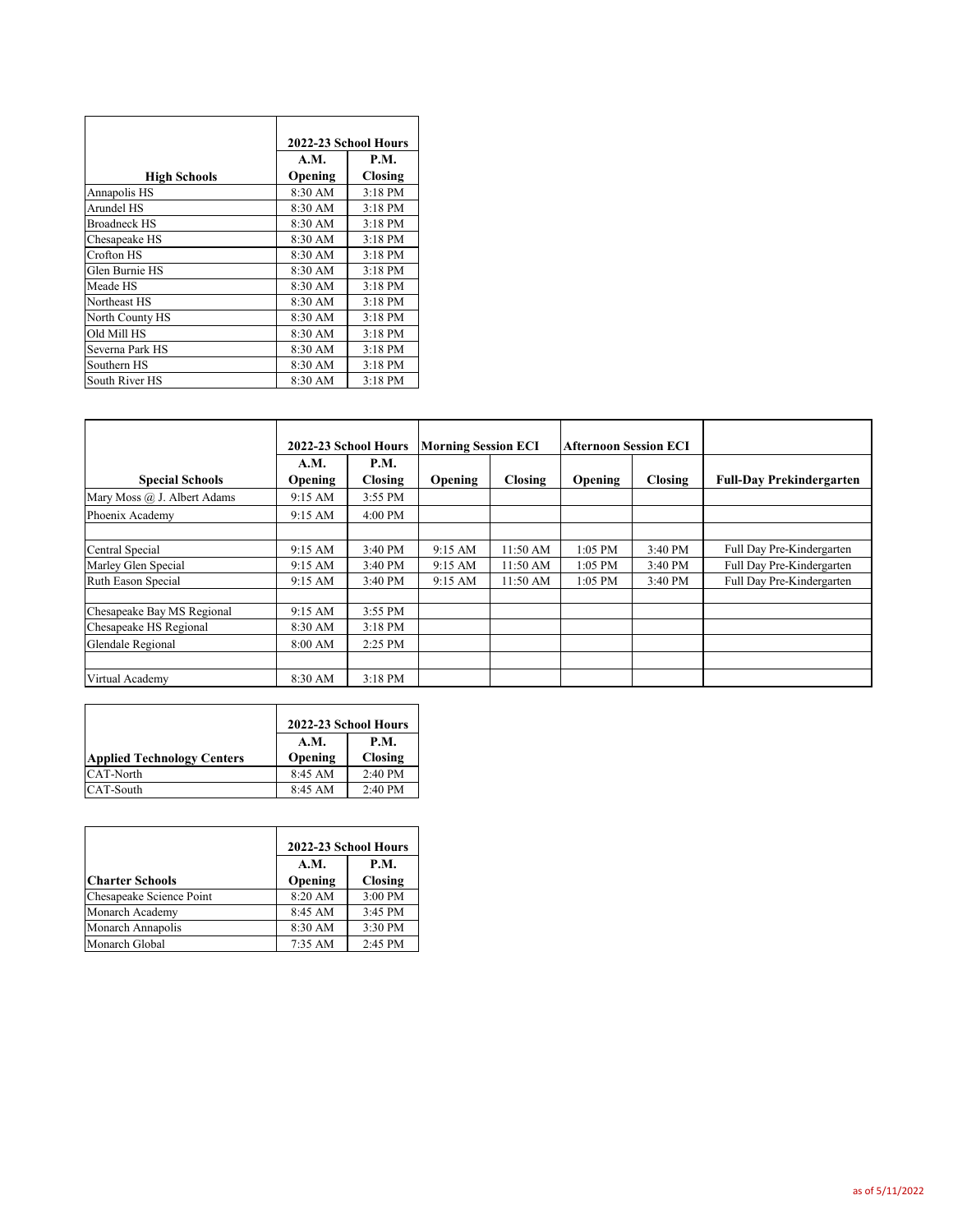| High Schools | 2022-23 School Hours A.M. Opening | P.M. Closing |
|---|---|---|
| Annapolis HS | 8:30 AM | 3:18 PM |
| Arundel HS | 8:30 AM | 3:18 PM |
| Broadneck HS | 8:30 AM | 3:18 PM |
| Chesapeake HS | 8:30 AM | 3:18 PM |
| Crofton HS | 8:30 AM | 3:18 PM |
| Glen Burnie HS | 8:30 AM | 3:18 PM |
| Meade HS | 8:30 AM | 3:18 PM |
| Northeast HS | 8:30 AM | 3:18 PM |
| North County HS | 8:30 AM | 3:18 PM |
| Old Mill HS | 8:30 AM | 3:18 PM |
| Severna Park HS | 8:30 AM | 3:18 PM |
| Southern HS | 8:30 AM | 3:18 PM |
| South River HS | 8:30 AM | 3:18 PM |

| | 2022-23 School Hours | | Morning Session ECI | | Afternoon Session ECI | | |
|---|---|---|---|---|---|---|---|
| Special Schools | A.M. Opening | P.M. Closing | Opening | Closing | Opening | Closing | Full-Day Prekindergarten |
| Mary Moss @ J. Albert Adams | 9:15 AM | 3:55 PM | | | | | |
| Phoenix Academy | 9:15 AM | 4:00 PM | | | | | |
| | | | | | | | |
| Central Special | 9:15 AM | 3:40 PM | 9:15 AM | 11:50 AM | 1:05 PM | 3:40 PM | Full Day Pre-Kindergarten |
| Marley Glen Special | 9:15 AM | 3:40 PM | 9:15 AM | 11:50 AM | 1:05 PM | 3:40 PM | Full Day Pre-Kindergarten |
| Ruth Eason Special | 9:15 AM | 3:40 PM | 9:15 AM | 11:50 AM | 1:05 PM | 3:40 PM | Full Day Pre-Kindergarten |
| | | | | | | | |
| Chesapeake Bay MS Regional | 9:15 AM | 3:55 PM | | | | | |
| Chesapeake HS Regional | 8:30 AM | 3:18 PM | | | | | |
| Glendale Regional | 8:00 AM | 2:25 PM | | | | | |
| | | | | | | | |
| Virtual Academy | 8:30 AM | 3:18 PM | | | | | |

| Applied Technology Centers | 2022-23 School Hours A.M. Opening | P.M. Closing |
|---|---|---|
| CAT-North | 8:45 AM | 2:40 PM |
| CAT-South | 8:45 AM | 2:40 PM |

| Charter Schools | 2022-23 School Hours A.M. Opening | P.M. Closing |
|---|---|---|
| Chesapeake Science Point | 8:20 AM | 3:00 PM |
| Monarch Academy | 8:45 AM | 3:45 PM |
| Monarch Annapolis | 8:30 AM | 3:30 PM |
| Monarch Global | 7:35 AM | 2:45 PM |

as of 5/11/2022